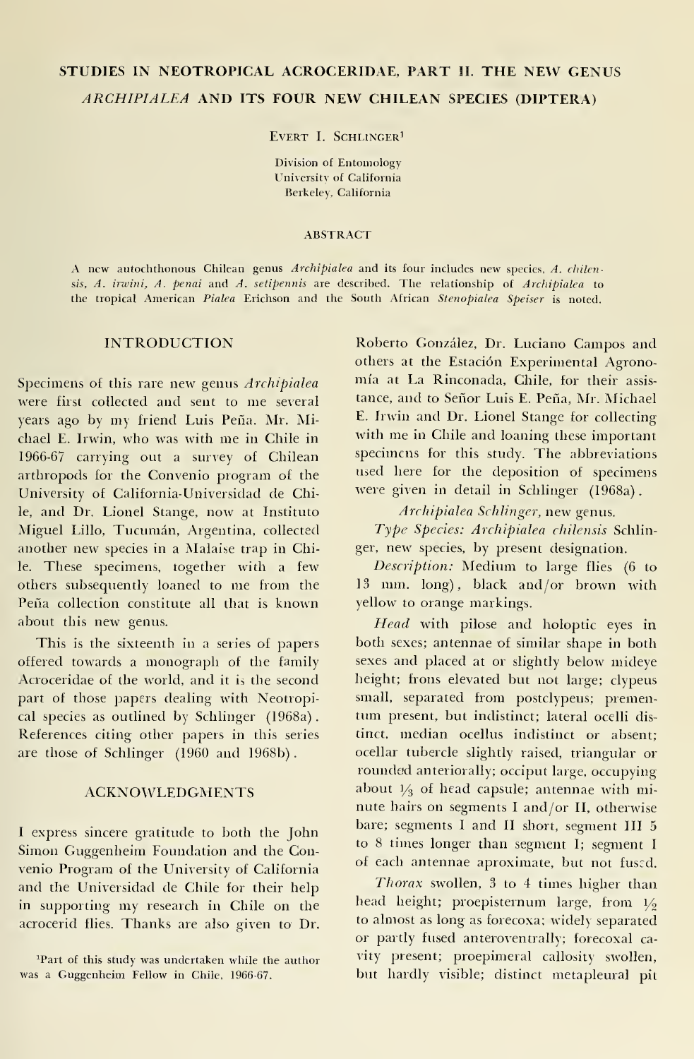# STUDIES IN NEOTROPICAL ACROCERIDAE, PART II. THE NEW GENUS *ARCHIPIALEA* AND ITS FOUR NEW CHILEAN SPECIES (DIPTERA)

Evert I. Schlinger[1]

Division of Entomology
University of California
Berkeley, California

## ABSTRACT

A new autochthonous Chilean genus *Archipialea* and its four includes new species, *A. chilensis, A. irwini, A. penai* and *A. setipennis* are described. The relationship of *Archipialea* to the tropical American *Pialea* Erichson and the South African *Stenopialea Speiser* is noted.

## INTRODUCTION

Specimens of this rare new genus *Archipialea* were first collected and sent to me several years ago by my friend Luis Peña. Mr. Michael E. Irwin, who was with me in Chile in 1966-67 carrying out a survey of Chilean arthropods for the Convenio program of the University of California-Universidad de Chile, and Dr. Lionel Stange, now at Instituto Miguel Lillo, Tucumán, Argentina, collected another new species in a Malaise trap in Chile. These specimens, together with a few others subsequently loaned to me from the Peña collection constitute all that is known about this new genus.

This is the sixteenth in a series of papers offered towards a monograph of the family Acroceridae of the world, and it is the second part of those papers dealing with Neotropical species as outlined by Schlinger (1968a). References citing other papers in this series are those of Schlinger (1960 and 1968b).

## ACKNOWLEDGMENTS

I express sincere gratitude to both the John Simon Guggenheim Foundation and the Convenio Program of the University of California and the Universidad de Chile for their help in supporting my research in Chile on the acrocerid flies. Thanks are also given to Dr. Roberto González, Dr. Luciano Campos and others at the Estación Experimental Agronomía at La Rinconada, Chile, for their assistance, and to Señor Luis E. Peña, Mr. Michael E. Irwin and Dr. Lionel Stange for collecting with me in Chile and loaning these important specimens for this study. The abbreviations used here for the deposition of specimens were given in detail in Schlinger (1968a).

*Archipialea Schlinger,* new genus.

*Type Species: Archipialea chilensis* Schlinger, new species, by present designation.

*Description:* Medium to large flies (6 to 13 mm. long), black and/or brown with yellow to orange markings.

*Head* with pilose and holoptic eyes in both sexes; antennae of similar shape in both sexes and placed at or slightly below mideye height; frons elevated but not large; clypeus small, separated from postclypeus; prementum present, but indistinct; lateral ocelli distinct, median ocellus indistinct or absent; ocellar tubercle slightly raised, triangular or rounded anteriorally; occiput large, occupying about 1/3 of head capsule; antennae with minute hairs on segments I and/or II, otherwise bare; segments I and II short, segment III 5 to 8 times longer than segment I; segment I of each antennae aproximate, but not fused.

*Thorax* swollen, 3 to 4 times higher than head height; proepisternum large, from 1/2 to almost as long as forecoxa; widely separated or partly fused anteroventrally; forecoxal cavity present; proepimeral callosity swollen, but hardly visible; distinct metapleural pit

[1]Part of this study was undertaken while the author was a Guggenheim Fellow in Chile, 1966-67.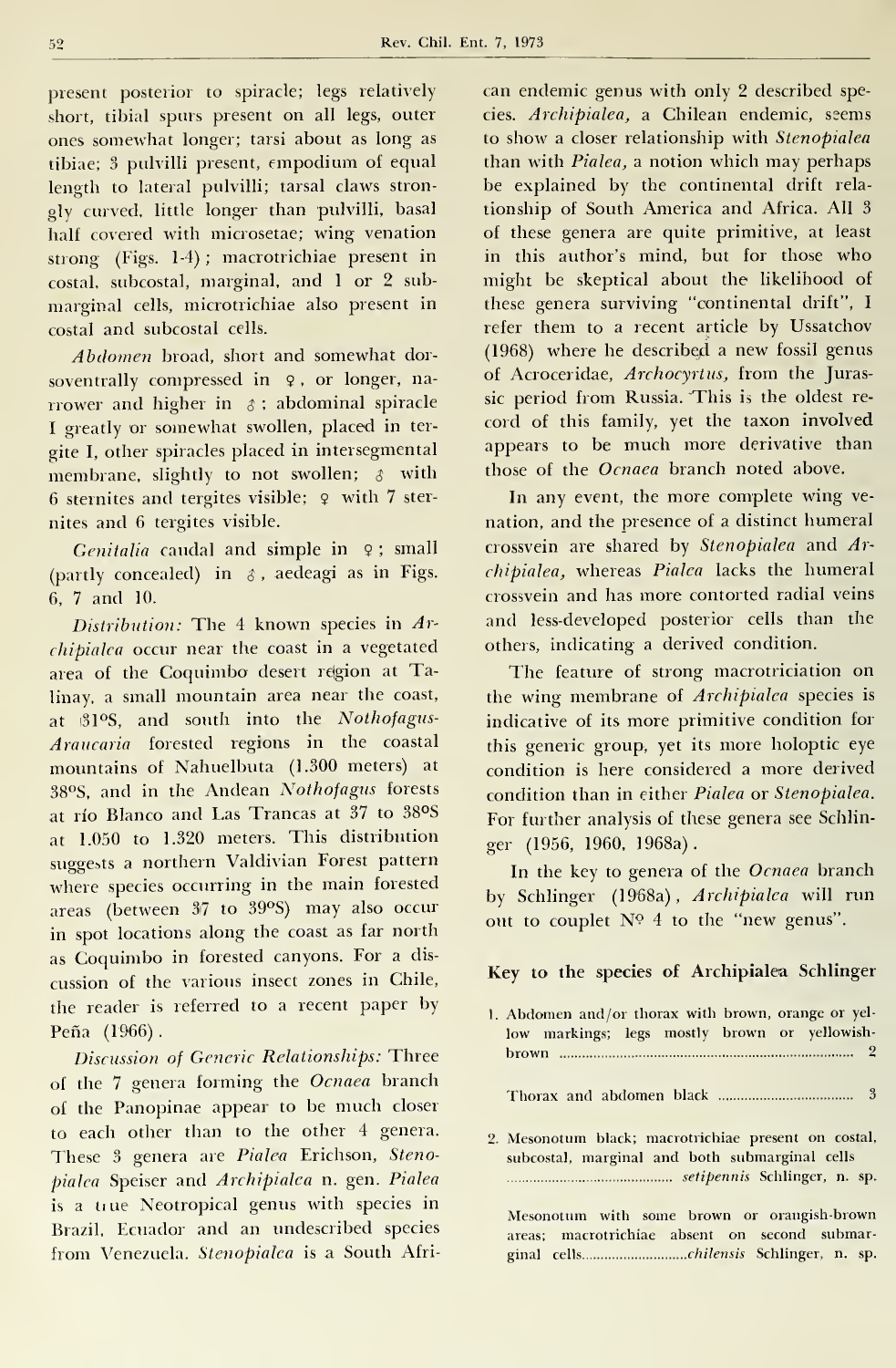present posterior to spiracle; legs relatively short, tibial spurs present on all legs, outer ones somewhat longer; tarsi about as long as tibiae; 3 pulvilli present, empodium of equal length to lateral pulvilli; tarsal claws strongly curved, little longer than pulvilli, basal half covered with microsetae; wing venation strong (Figs. 1-4); macrotrichiae present in costal, subcostal, marginal, and 1 or 2 submarginal cells, microtrichiae also present in costal and subcostal cells.

*Abdomen* broad, short and somewhat dorsoventrally compressed in ♀, or longer, narrower and higher in ♂; abdominal spiracle I greatly or somewhat swollen, placed in tergite I, other spiracles placed in intersegmental membrane, slightly to not swollen; ♂ with 6 sternites and tergites visible; ♀ with 7 sternites and 6 tergites visible.

*Genitalia* caudal and simple in ♀; small (partly concealed) in ♂, aedeagi as in Figs. 6, 7 and 10.

*Distribution:* The 4 known species in *Archipialea* occur near the coast in a vegetated area of the Coquimbo desert region at Talinay, a small mountain area near the coast, at 31°S, and south into the *Nothofagus-Araucaria* forested regions in the coastal mountains of Nahuelbuta (1.300 meters) at 38°S, and in the Andean *Nothofagus* forests at río Blanco and Las Trancas at 37 to 38°S at 1.050 to 1.320 meters. This distribution suggests a northern Valdivian Forest pattern where species occurring in the main forested areas (between 37 to 39°S) may also occur in spot locations along the coast as far north as Coquimbo in forested canyons. For a discussion of the various insect zones in Chile, the reader is referred to a recent paper by Peña (1966).

*Discussion of Generic Relationships:* Three of the 7 genera forming the *Ocnaea* branch of the Panopinae appear to be much closer to each other than to the other 4 genera. These 3 genera are *Pialea* Erichson, *Stenopialea* Speiser and *Archipialea* n. gen. *Pialea* is a true Neotropical genus with species in Brazil, Ecuador and an undescribed species from Venezuela. *Stenopialea* is a South African endemic genus with only 2 described species. *Archipialea*, a Chilean endemic, seems to show a closer relationship with *Stenopialea* than with *Pialea*, a notion which may perhaps be explained by the continental drift relationship of South America and Africa. All 3 of these genera are quite primitive, at least in this author's mind, but for those who might be skeptical about the likelihood of these genera surviving "continental drift", I refer them to a recent article by Ussatchov (1968) where he described a new fossil genus of Acroceridae, *Archocyrtus*, from the Jurassic period from Russia. This is the oldest record of this family, yet the taxon involved appears to be much more derivative than those of the *Ocnaea* branch noted above.

In any event, the more complete wing venation, and the presence of a distinct humeral crossvein are shared by *Stenopialea* and *Archipialea*, whereas *Pialea* lacks the humeral crossvein and has more contorted radial veins and less-developed posterior cells than the others, indicating a derived condition.

The feature of strong macrotriciation on the wing membrane of *Archipialea* species is indicative of its more primitive condition for this generic group, yet its more holoptic eye condition is here considered a more derived condition than in either *Pialea* or *Stenopialea*. For further analysis of these genera see Schlinger (1956, 1960, 1968a).

In the key to genera of the *Ocnaea* branch by Schlinger (1968a), *Archipialea* will run out to couplet Nº 4 to the "new genus".

## Key to the species of Archipialea Schlinger

1. Abdomen and/or thorax with brown, orange or yellow markings; legs mostly brown or yellowish-brown .......... 2

   Thorax and abdomen black .......... 3

2. Mesonotum black; macrotrichiae present on costal, subcostal, marginal and both submarginal cells .......... *setipennis* Schlinger, n. sp.

   Mesonotum with some brown or orangish-brown areas; macrotrichiae absent on second submarginal cells.......... *chilensis* Schlinger, n. sp.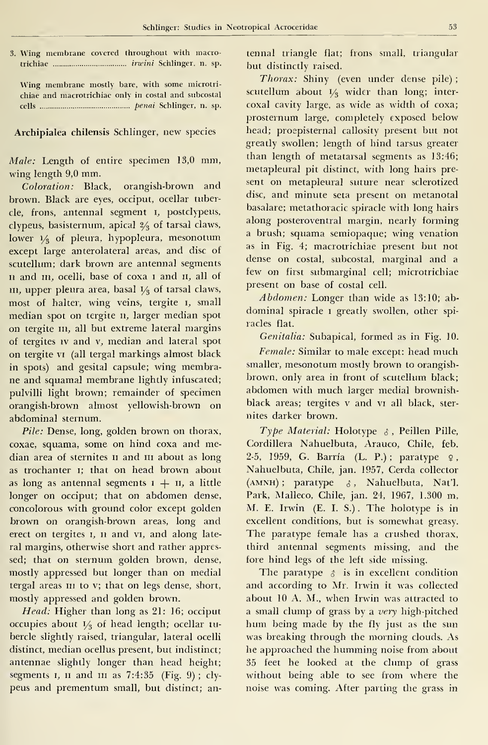3. Wing membrane covered throughout with macrotrichiae ........................................ *irwini* Schlinger, n. sp.

Wing membrane mostly bare, with some microtrichiae and macrotrichiae only in costal and subcostal cells ........................................ *penai* Schlinger, n. sp.

**Archipialea chilensis** Schlinger, new species

*Male:* Length of entire specimen 13,0 mm, wing length 9,0 mm.

*Coloration:* Black, orangish-brown and brown. Black are eyes, occiput, ocellar tubercle, frons, antennal segment I, postclypeus, clypeus, basisternum, apical 2/3 of tarsal claws, lower 1/3 of pleura, hypopleura, mesonotum except large anterolateral areas, and disc of scutellum; dark brown are antennal segments II and III, ocelli, base of coxa I and II, all of III, upper pleura area, basal 1/3 of tarsal claws, most of halter, wing veins, tergite I, small median spot on tergite II, larger median spot on tergite III, all but extreme lateral margins of tergites IV and V, median and lateral spot on tergite VI (all tergal markings almost black in spots) and gesital capsule; wing membrane and squamal membrane lightly infuscated; pulvilli light brown; remainder of specimen orangish-brown almost yellowish-brown on abdominal sternum.

*Pile:* Dense, long, golden brown on thorax, coxae, squama, some on hind coxa and median area of sternites II and III about as long as trochanter I; that on head brown about as long as antennal segments I + II, a little longer on occiput; that on abdomen dense, concolorous with ground color except golden brown on orangish-brown areas, long and erect on tergites I, II and VI, and along lateral margins, otherwise short and rather appressed; that on sternum golden brown, dense, mostly appressed but longer than on medial tergal areas III to V; that on legs dense, short, mostly appressed and golden brown.

*Head:* Higher than long as 21: 16; occiput occupies about 1/3 of head length; ocellar tubercle slightly raised, triangular, lateral ocelli distinct, median ocellus present, but indistinct; antennae slightly longer than head height; segments I, II and III as 7:4:35 (Fig. 9); clypeus and prementum small, but distinct; antennal triangle flat; frons small, triangular but distinctly raised.

*Thorax:* Shiny (even under dense pile); scutellum about 1/3 wider than long; intercoxal cavity large, as wide as width of coxa; prosternum large, completely exposed below head; proepisternal callosity present but not greatly swollen; length of hind tarsus greater than length of metatarsal segments as 13:46; metapleural pit distinct, with long hairs present on metapleural suture near sclerotized disc, and minute seta present on metanotal basalare; metathoracic spiracle with long hairs along posteroventral margin, nearly forming a brush; squama semiopaque; wing venation as in Fig. 4; macrotrichiae present but not dense on costal, subcostal, marginal and a few on first submarginal cell; microtrichiae present on base of costal cell.

*Abdomen:* Longer than wide as 13:10; abdominal spiracle I greatly swollen, other spiracles flat.

*Genitalia:* Subapical, formed as in Fig. 10.

*Female:* Similar to male except: head much smaller, mesonotum mostly brown to orangish-brown, only area in front of scutellum black; abdomen with much larger medial brownish-black areas; tergites V and VI all black, sternites darker brown.

*Type Material:* Holotype ♂, Peillen Pille, Cordillera Nahuelbuta, Arauco, Chile, feb. 2-5, 1959, G. Barría (L. P.); paratype ♀, Nahuelbuta, Chile, jan. 1957, Cerda collector (AMNH); paratype ♂, Nahuelbuta, Nat'l. Park, Malleco, Chile, jan. 24, 1967, 1.300 m, M. E. Irwin (E. I. S.). The holotype is in excellent conditions, but is somewhat greasy. The paratype female has a crushed thorax, third antennal segments missing, and the fore hind legs of the left side missing.

The paratype ♂ is in excellent condition and according to Mr. Irwin it was collected about 10 A. M., when Irwin was attracted to a small clump of grass by a *very* high-pitched hum being made by the fly just as the sun was breaking through the morning clouds. As he approached the humming noise from about 35 feet he looked at the clump of grass without being able to see from where the noise was coming. After parting the grass in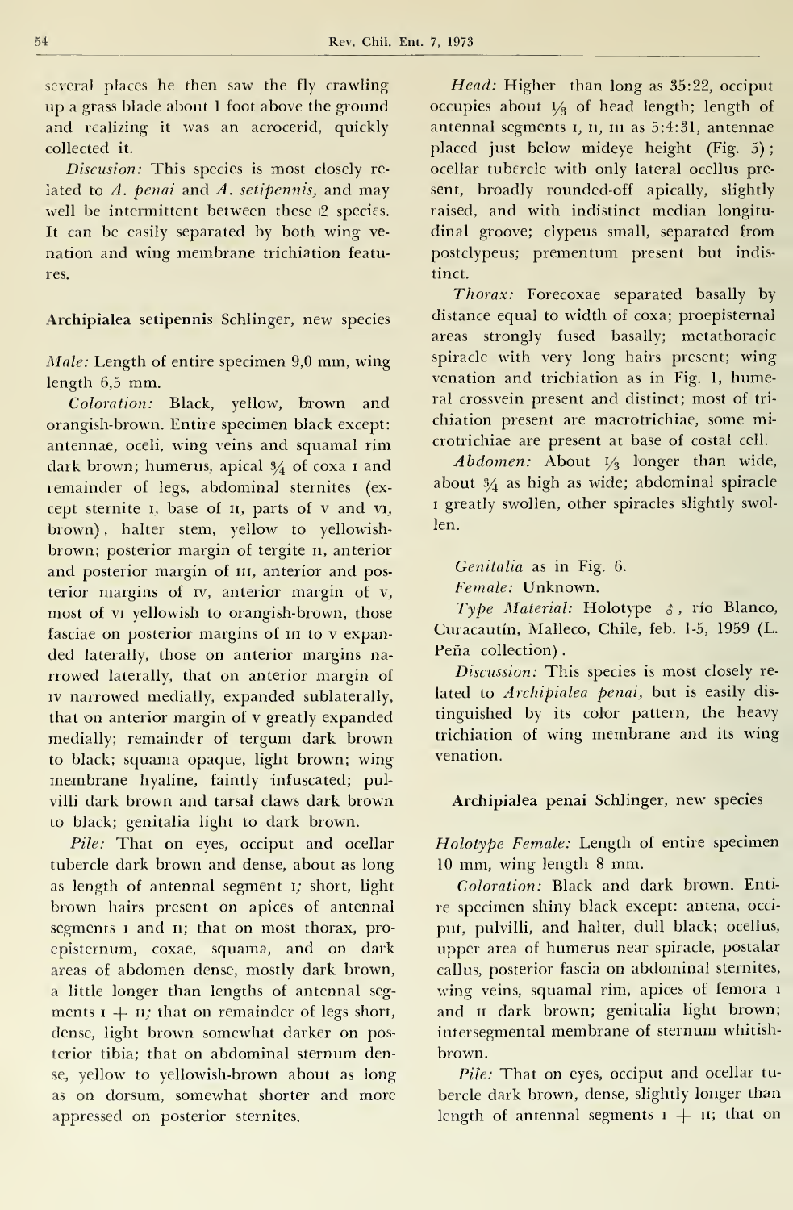several places he then saw the fly crawling up a grass blade about 1 foot above the ground and realizing it was an acrocerid, quickly collected it.

*Discusion:* This species is most closely related to *A. penai* and *A. setipennis,* and may well be intermittent between these 2 species. It can be easily separated by both wing venation and wing membrane trichiation features.

**Archipialea setipennis Schlinger, new species**

*Male:* Length of entire specimen 9,0 mm, wing length 6,5 mm.

*Coloration:* Black, yellow, brown and orangish-brown. Entire specimen black except: antennae, oceli, wing veins and squamal rim dark brown; humerus, apical 3/4 of coxa I and remainder of legs, abdominal sternites (except sternite I, base of II, parts of V and VI, brown), halter stem, yellow to yellowish-brown; posterior margin of tergite II, anterior and posterior margin of III, anterior and posterior margins of IV, anterior margin of V, most of VI yellowish to orangish-brown, those fasciae on posterior margins of III to V expanded laterally, those on anterior margins narrowed laterally, that on anterior margin of IV narrowed medially, expanded sublaterally, that on anterior margin of V greatly expanded medially; remainder of tergum dark brown to black; squama opaque, light brown; wing membrane hyaline, faintly infuscated; pulvilli dark brown and tarsal claws dark brown to black; genitalia light to dark brown.

*Pile:* That on eyes, occiput and ocellar tubercle dark brown and dense, about as long as length of antennal segment I; short, light brown hairs present on apices of antennal segments I and II; that on most thorax, proepisternum, coxae, squama, and on dark areas of abdomen dense, mostly dark brown, a little longer than lengths of antennal segments I + II; that on remainder of legs short, dense, light brown somewhat darker on posterior tibia; that on abdominal sternum dense, yellow to yellowish-brown about as long as on dorsum, somewhat shorter and more appressed on posterior sternites.

*Head:* Higher than long as 35:22, occiput occupies about 1/3 of head length; length of antennal segments I, II, III as 5:4:31, antennae placed just below mideye height (Fig. 5); ocellar tubercle with only lateral ocellus present, broadly rounded-off apically, slightly raised, and with indistinct median longitudinal groove; clypeus small, separated from postclypeus; prementum present but indistinct.

*Thorax:* Forecoxae separated basally by distance equal to width of coxa; proepisternal areas strongly fused basally; metathoracic spiracle with very long hairs present; wing venation and trichiation as in Fig. 1, humeral crossvein present and distinct; most of trichiation present are macrotrichiae, some microtrichiae are present at base of costal cell.

*Abdomen:* About 1/3 longer than wide, about 3/4 as high as wide; abdominal spiracle I greatly swollen, other spiracles slightly swollen.

Genitalia as in Fig. 6.

*Female:* Unknown.

*Type Material:* Holotype ♂, río Blanco, Curacautín, Malleco, Chile, feb. 1-5, 1959 (L. Peña collection).

*Discussion:* This species is most closely related to *Archipialea penai,* but is easily distinguished by its color pattern, the heavy trichiation of wing membrane and its wing venation.

**Archipialea penai Schlinger, new species**

*Holotype Female:* Length of entire specimen 10 mm, wing length 8 mm.

*Coloration:* Black and dark brown. Entire specimen shiny black except: antena, occiput, pulvilli, and halter, dull black; ocellus, upper area of humerus near spiracle, postalar callus, posterior fascia on abdominal sternites, wing veins, squamal rim, apices of femora I and II dark brown; genitalia light brown; intersegmental membrane of sternum whitish-brown.

*Pile:* That on eyes, occiput and ocellar tubercle dark brown, dense, slightly longer than length of antennal segments I + II; that on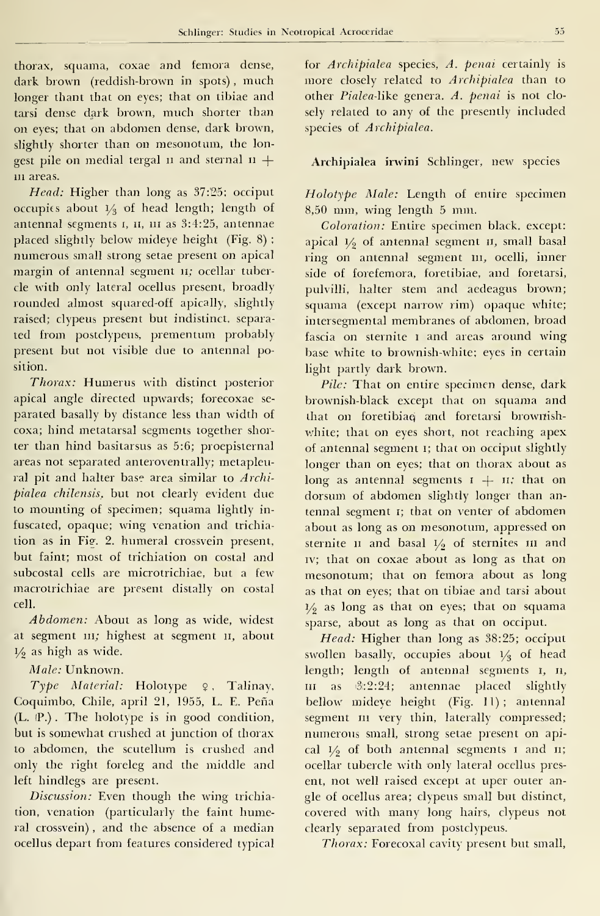thorax, squama, coxae and femora dense, dark brown (reddish-brown in spots), much longer thant that on eyes; that on tibiae and tarsi dense dark brown, much shorter than on eyes; that on abdomen dense, dark brown, slightly shorter than on mesonotum, the longest pile on medial tergal II and sternal II + III areas.

*Head:* Higher than long as 37:25; occiput occupies about 1/3 of head length; length of antennal segments I, II, III as 3:4:25, antennae placed slightly below mideye height (Fig. 8); numerous small strong setae present on apical margin of antennal segment II; ocellar tubercle with only lateral ocellus present, broadly rounded almost squared-off apically, slightly raised; clypeus present but indistinct, separated from postclypeus, prementum probably present but not visible due to antennal position.

*Thorax:* Humerus with distinct posterior apical angle directed upwards; forecoxae separated basally by distance less than width of coxa; hind metatarsal segments together shorter than hind basitarsus as 5:6; proepisternal areas not separated anteroventrally; metapleural pit and halter base area similar to *Archipialea chilensis*, but not clearly evident due to mounting of specimen; squama lightly infuscated, opaque; wing venation and trichiation as in Fig. 2. humeral crossvein present, but faint; most of trichiation on costal and subcostal cells are microtrichiae, but a few macrotrichiae are present distally on costal cell.

*Abdomen:* About as long as wide, widest at segment III; highest at segment II, about 1/2 as high as wide.

*Male:* Unknown.

*Type Material:* Holotype ♀, Talinay, Coquimbo, Chile, april 21, 1955, L. E. Peña (L. P.). The holotype is in good condition, but is somewhat crushed at junction of thorax to abdomen, the scutellum is crushed and only the right foreleg and the middle and left hindlegs are present.

*Discussion:* Even though the wing trichiation, venation (particularly the faint humeral crossvein), and the absence of a median ocellus depart from features considered typical for *Archipialea* species, *A. penai* certainly is more closely related to *Archipialea* than to other *Pialea*-like genera. *A. penai* is not closely related to any of the presently included species of *Archipialea*.

**Archipialea irwini** Schlinger, new species

*Holotype Male:* Length of entire specimen 8,50 mm, wing length 5 mm.

*Coloration:* Entire specimen black, except: apical 1/2 of antennal segment II, small basal ring on antennal segment III, ocelli, inner side of forefemora, foretibiae, and foretarsi, pulvilli, halter stem and aedeagus brown; squama (except narrow rim) opaque white; intersegmental membranes of abdomen, broad fascia on sternite I and areas around wing base white to brownish-white; eyes in certain light partly dark brown.

*Pile:* That on entire specimen dense, dark brownish-black except that on squama and that on foretibiae and foretarsi brownish-white; that on eyes short, not reaching apex of antennal segment I; that on occiput slightly longer than on eyes; that on thorax about as long as antennal segments I + II; that on dorsum of abdomen slightly longer than antennal segment I; that on venter of abdomen about as long as on mesonotum, appressed on sternite II and basal 1/2 of sternites III and IV; that on coxae about as long as that on mesonotum; that on femora about as long as that on eyes; that on tibiae and tarsi about 1/2 as long as that on eyes; that on squama sparse, about as long as that on occiput.

*Head:* Higher than long as 38:25; occiput swollen basally, occupies about 1/3 of head length; length of antennal segments I, II, III as 3:2:24; antennae placed slightly bellow mideye height (Fig. 11); antennal segment III very thin, laterally compressed; numerous small, strong setae present on apical 1/2 of both antennal segments I and II; ocellar tubercle with only lateral ocellus present, not well raised except at uper outer angle of ocellus area; clypeus small but distinct, covered with many long hairs, clypeus not clearly separated from postclypeus.

*Thorax:* Forecoxal cavity present but small,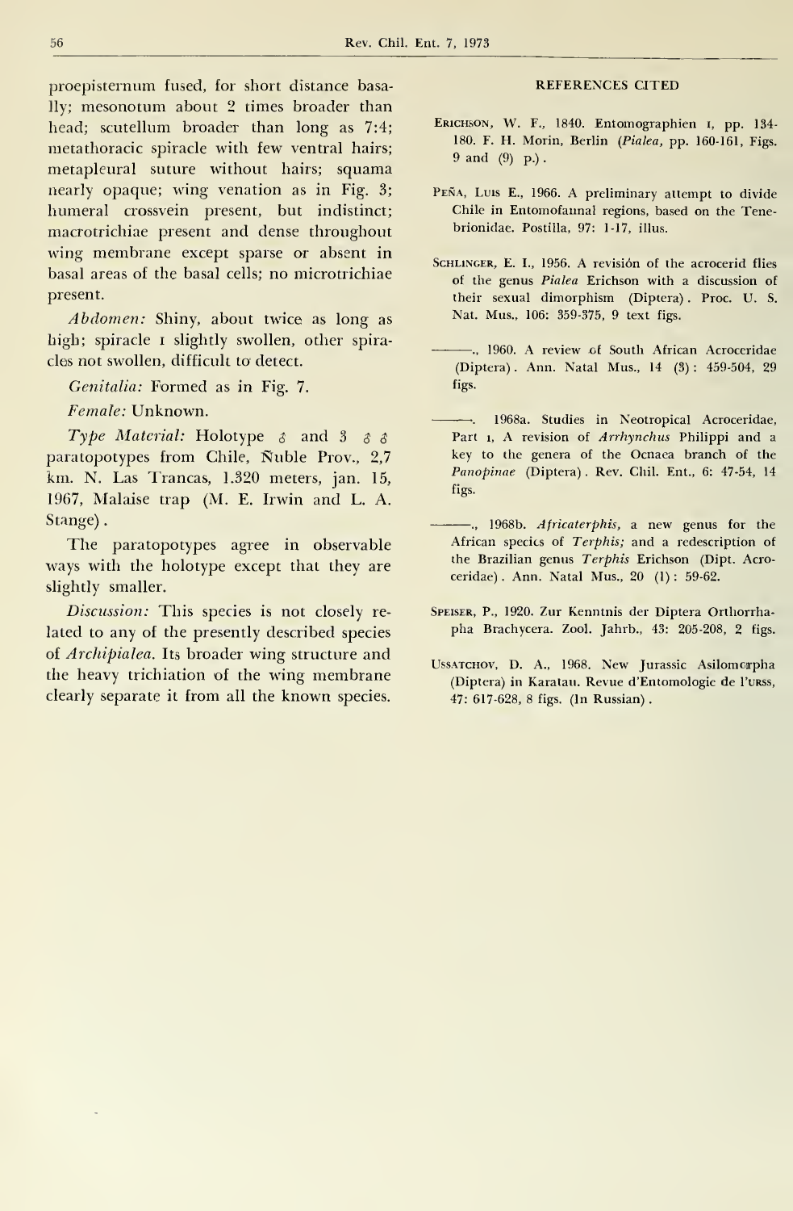proepisternum fused, for short distance basally; mesonotum about 2 times broader than head; scutellum broader than long as 7:4; metathoracic spiracle with few ventral hairs; metapleural suture without hairs; squama nearly opaque; wing venation as in Fig. 3; humeral crossvein present, but indistinct; macrotrichiae present and dense throughout wing membrane except sparse or absent in basal areas of the basal cells; no microtrichiae present.

*Abdomen:* Shiny, about twice as long as high; spiracle I slightly swollen, other spiracles not swollen, difficult to detect.

*Genitalia:* Formed as in Fig. 7.

*Female:* Unknown.

*Type Material:* Holotype ♂ and 3 ♂♂ paratopotypes from Chile, Ñuble Prov., 2,7 km. N. Las Trancas, 1.320 meters, jan. 15, 1967, Malaise trap (M. E. Irwin and L. A. Stange).

The paratopotypes agree in observable ways with the holotype except that they are slightly smaller.

*Discussion:* This species is not closely related to any of the presently described species of *Archipialea*. Its broader wing structure and the heavy trichiation of the wing membrane clearly separate it from all the known species.

## REFERENCES CITED

Erichson, W. F., 1840. Entomographien I, pp. 134-180. F. H. Morin, Berlin (*Pialea*, pp. 160-161, Figs. 9 and (9) p.).

Peña, Luis E., 1966. A preliminary attempt to divide Chile in Entomofaunal regions, based on the Tenebrionidae. Postilla, 97: 1-17, illus.

Schlinger, E. I., 1956. A revisión of the acrocerid flies of the genus *Pialea* Erichson with a discussion of their sexual dimorphism (Diptera). Proc. U. S. Nat. Mus., 106: 359-375, 9 text figs.

———., 1960. A review of South African Acroceridae (Diptera). Ann. Natal Mus., 14 (3): 459-504, 29 figs.

———. 1968a. Studies in Neotropical Acroceridae, Part I, A revision of *Arrhynchus* Philippi and a key to the genera of the Ocnaea branch of the *Panopinae* (Diptera). Rev. Chil. Ent., 6: 47-54, 14 figs.

———., 1968b. *Africaterphis*, a new genus for the African species of *Terphis*; and a redescription of the Brazilian genus *Terphis* Erichson (Dipt. Acroceridae). Ann. Natal Mus., 20 (1): 59-62.

Speiser, P., 1920. Zur Kenntnis der Diptera Orthorrhapha Brachycera. Zool. Jahrb., 43: 205-208, 2 figs.

Ussatchov, D. A., 1968. New Jurassic Asilomorpha (Diptera) in Karatau. Revue d'Entomologie de l'URSS, 47: 617-628, 8 figs. (In Russian).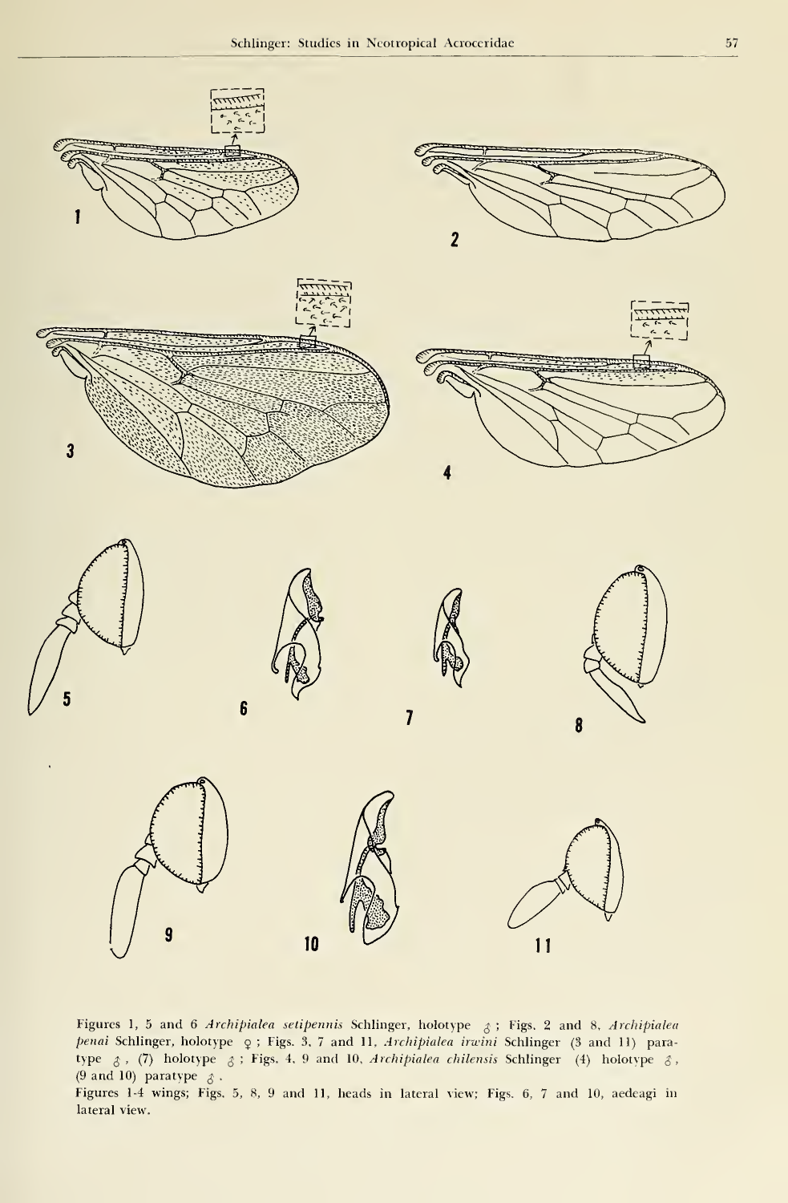1

2

3

4

5

6

7

8

9

10

11

Figures 1, 5 and 6 *Archipialea setipennis* Schlinger, holotype ♂; Figs. 2 and 8, *Archipialea penai* Schlinger, holotype ♀; Figs. 3, 7 and 11, *Archipialea irwini* Schlinger (3 and 11) paratype ♂, (7) holotype ♂; Figs. 4, 9 and 10, *Archipialea chilensis* Schlinger (4) holotype ♂, (9 and 10) paratype ♂.

Figures 1-4 wings; Figs. 5, 8, 9 and 11, heads in lateral view; Figs. 6, 7 and 10, aedeagi in lateral view.